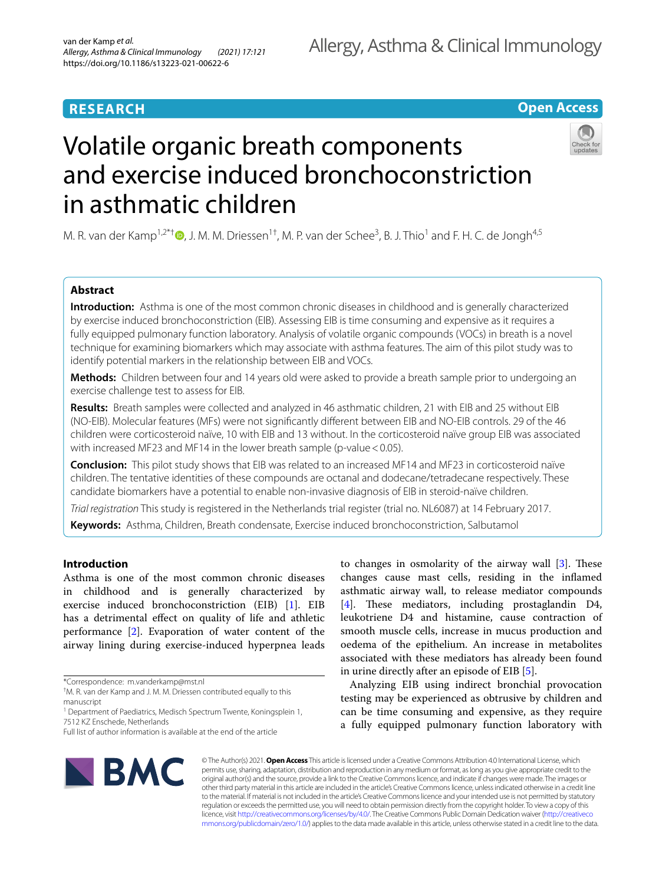RESEARCH

Open Access

# Volatile organic breath components and exercise induced bronchoconstriction in asthmatic children

M. R. van der Kamp[1,2*†], J. M. M. Driessen[1†], M. P. van der Schee[3], B. J. Thio[1] and F. H. C. de Jongh[4,5]

## Abstract

**Introduction:** Asthma is one of the most common chronic diseases in childhood and is generally characterized by exercise induced bronchoconstriction (EIB). Assessing EIB is time consuming and expensive as it requires a fully equipped pulmonary function laboratory. Analysis of volatile organic compounds (VOCs) in breath is a novel technique for examining biomarkers which may associate with asthma features. The aim of this pilot study was to identify potential markers in the relationship between EIB and VOCs.

**Methods:** Children between four and 14 years old were asked to provide a breath sample prior to undergoing an exercise challenge test to assess for EIB.

**Results:** Breath samples were collected and analyzed in 46 asthmatic children, 21 with EIB and 25 without EIB (NO-EIB). Molecular features (MFs) were not significantly different between EIB and NO-EIB controls. 29 of the 46 children were corticosteroid naïve, 10 with EIB and 13 without. In the corticosteroid naïve group EIB was associated with increased MF23 and MF14 in the lower breath sample (p-value $<0.05$).

**Conclusion:** This pilot study shows that EIB was related to an increased MF14 and MF23 in corticosteroid naïve children. The tentative identities of these compounds are octanal and dodecane/tetradecane respectively. These candidate biomarkers have a potential to enable non-invasive diagnosis of EIB in steroid-naïve children.

*Trial registration* This study is registered in the Netherlands trial register (trial no. NL6087) at 14 February 2017.

**Keywords:** Asthma, Children, Breath condensate, Exercise induced bronchoconstriction, Salbutamol

## Introduction

Asthma is one of the most common chronic diseases in childhood and is generally characterized by exercise induced bronchoconstriction (EIB) [1]. EIB has a detrimental effect on quality of life and athletic performance [2]. Evaporation of water content of the airway lining during exercise-induced hyperpnea leads to changes in osmolarity of the airway wall [3]. These changes cause mast cells, residing in the inflamed asthmatic airway wall, to release mediator compounds [4]. These mediators, including prostaglandin D4, leukotriene D4 and histamine, cause contraction of smooth muscle cells, increase in mucus production and oedema of the epithelium. An increase in metabolites associated with these mediators has already been found in urine directly after an episode of EIB [5].

Analyzing EIB using indirect bronchial provocation testing may be experienced as obtrusive by children and can be time consuming and expensive, as they require a fully equipped pulmonary function laboratory with

*Correspondence: m.vanderkamp@mst.nl

†M. R. van der Kamp and J. M. M. Driessen contributed equally to this manuscript

[1] Department of Paediatrics, Medisch Spectrum Twente, Koningsplein 1, 7512 KZ Enschede, Netherlands

Full list of author information is available at the end of the article

© The Author(s) 2021. **Open Access** This article is licensed under a Creative Commons Attribution 4.0 International License, which permits use, sharing, adaptation, distribution and reproduction in any medium or format, as long as you give appropriate credit to the original author(s) and the source, provide a link to the Creative Commons licence, and indicate if changes were made. The images or other third party material in this article are included in the article's Creative Commons licence, unless indicated otherwise in a credit line to the material. If material is not included in the article's Creative Commons licence and your intended use is not permitted by statutory regulation or exceeds the permitted use, you will need to obtain permission directly from the copyright holder. To view a copy of this licence, visit http://creativecommons.org/licenses/by/4.0/. The Creative Commons Public Domain Dedication waiver (http://creativecommons.org/publicdomain/zero/1.0/) applies to the data made available in this article, unless otherwise stated in a credit line to the data.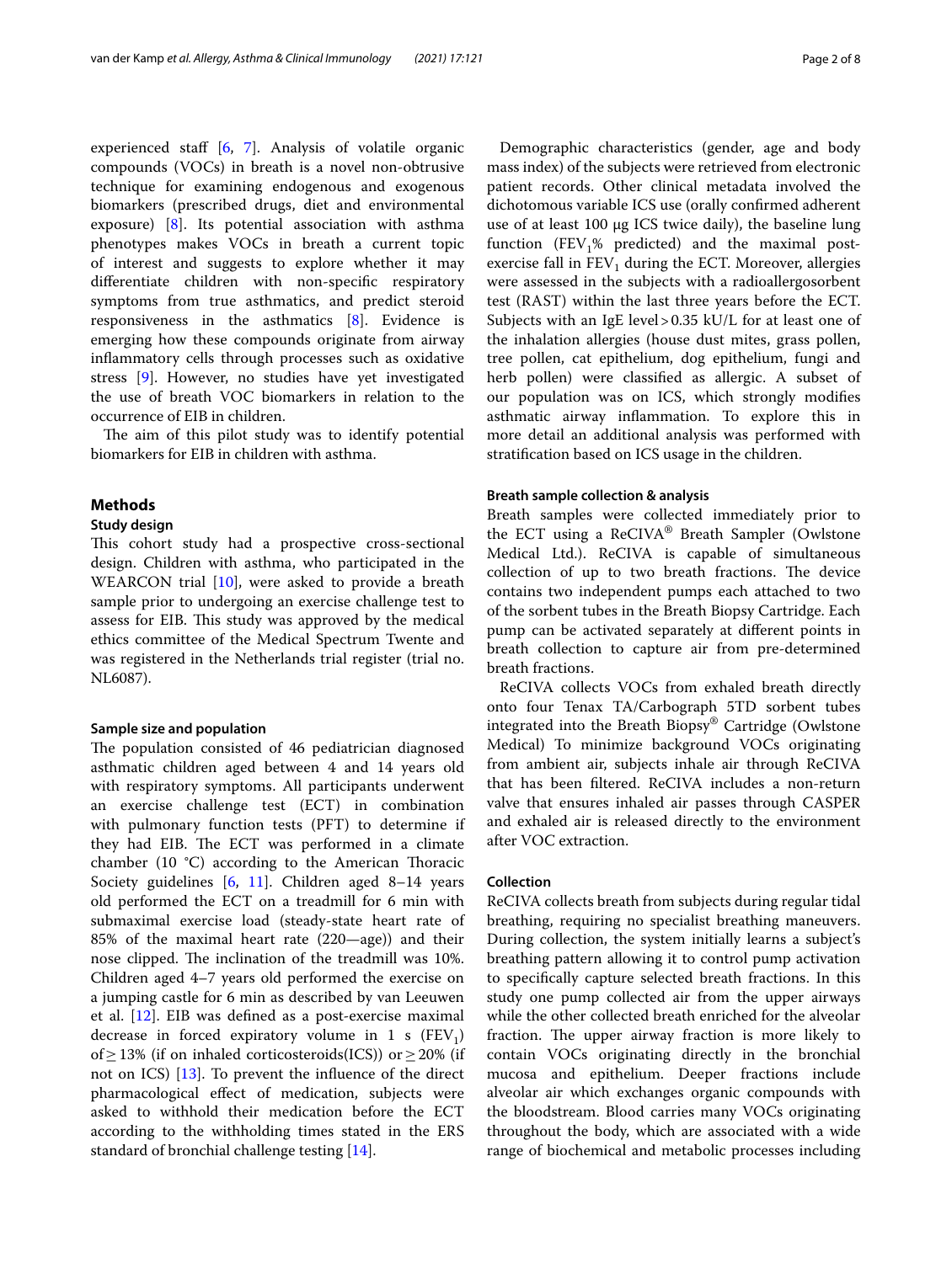experienced staff [6, 7]. Analysis of volatile organic compounds (VOCs) in breath is a novel non-obtrusive technique for examining endogenous and exogenous biomarkers (prescribed drugs, diet and environmental exposure) [8]. Its potential association with asthma phenotypes makes VOCs in breath a current topic of interest and suggests to explore whether it may differentiate children with non-specific respiratory symptoms from true asthmatics, and predict steroid responsiveness in the asthmatics [8]. Evidence is emerging how these compounds originate from airway inflammatory cells through processes such as oxidative stress [9]. However, no studies have yet investigated the use of breath VOC biomarkers in relation to the occurrence of EIB in children.

The aim of this pilot study was to identify potential biomarkers for EIB in children with asthma.

## Methods

### Study design

This cohort study had a prospective cross-sectional design. Children with asthma, who participated in the WEARCON trial [10], were asked to provide a breath sample prior to undergoing an exercise challenge test to assess for EIB. This study was approved by the medical ethics committee of the Medical Spectrum Twente and was registered in the Netherlands trial register (trial no. NL6087).

### Sample size and population

The population consisted of 46 pediatrician diagnosed asthmatic children aged between 4 and 14 years old with respiratory symptoms. All participants underwent an exercise challenge test (ECT) in combination with pulmonary function tests (PFT) to determine if they had EIB. The ECT was performed in a climate chamber (10 °C) according to the American Thoracic Society guidelines [6, 11]. Children aged 8–14 years old performed the ECT on a treadmill for 6 min with submaximal exercise load (steady-state heart rate of 85% of the maximal heart rate (220—age)) and their nose clipped. The inclination of the treadmill was 10%. Children aged 4–7 years old performed the exercise on a jumping castle for 6 min as described by van Leeuwen et al. [12]. EIB was defined as a post-exercise maximal decrease in forced expiratory volume in 1 s ($FEV_1$) of ≥ 13% (if on inhaled corticosteroids(ICS)) or ≥ 20% (if not on ICS) [13]. To prevent the influence of the direct pharmacological effect of medication, subjects were asked to withhold their medication before the ECT according to the withholding times stated in the ERS standard of bronchial challenge testing [14].

Demographic characteristics (gender, age and body mass index) of the subjects were retrieved from electronic patient records. Other clinical metadata involved the dichotomous variable ICS use (orally confirmed adherent use of at least 100 µg ICS twice daily), the baseline lung function ($FEV_1$% predicted) and the maximal post-exercise fall in $FEV_1$ during the ECT. Moreover, allergies were assessed in the subjects with a radioallergosorbent test (RAST) within the last three years before the ECT. Subjects with an IgE level > 0.35 kU/L for at least one of the inhalation allergies (house dust mites, grass pollen, tree pollen, cat epithelium, dog epithelium, fungi and herb pollen) were classified as allergic. A subset of our population was on ICS, which strongly modifies asthmatic airway inflammation. To explore this in more detail an additional analysis was performed with stratification based on ICS usage in the children.

### Breath sample collection & analysis

Breath samples were collected immediately prior to the ECT using a ReCIVA® Breath Sampler (Owlstone Medical Ltd.). ReCIVA is capable of simultaneous collection of up to two breath fractions. The device contains two independent pumps each attached to two of the sorbent tubes in the Breath Biopsy Cartridge. Each pump can be activated separately at different points in breath collection to capture air from pre-determined breath fractions.

ReCIVA collects VOCs from exhaled breath directly onto four Tenax TA/Carbograph 5TD sorbent tubes integrated into the Breath Biopsy® Cartridge (Owlstone Medical) To minimize background VOCs originating from ambient air, subjects inhale air through ReCIVA that has been filtered. ReCIVA includes a non-return valve that ensures inhaled air passes through CASPER and exhaled air is released directly to the environment after VOC extraction.

### Collection

ReCIVA collects breath from subjects during regular tidal breathing, requiring no specialist breathing maneuvers. During collection, the system initially learns a subject's breathing pattern allowing it to control pump activation to specifically capture selected breath fractions. In this study one pump collected air from the upper airways while the other collected breath enriched for the alveolar fraction. The upper airway fraction is more likely to contain VOCs originating directly in the bronchial mucosa and epithelium. Deeper fractions include alveolar air which exchanges organic compounds with the bloodstream. Blood carries many VOCs originating throughout the body, which are associated with a wide range of biochemical and metabolic processes including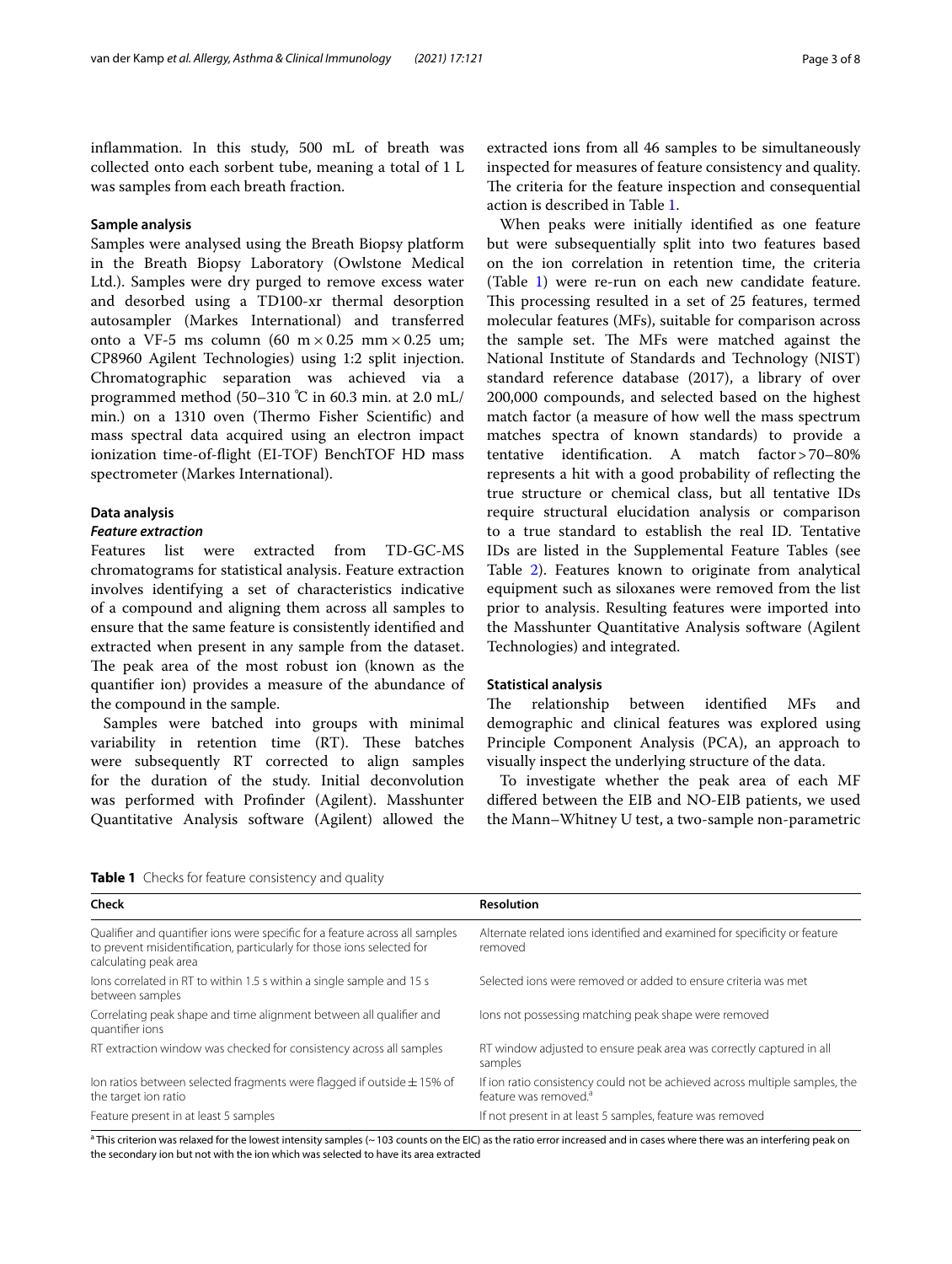inflammation. In this study, 500 mL of breath was collected onto each sorbent tube, meaning a total of 1 L was samples from each breath fraction.

### Sample analysis

Samples were analysed using the Breath Biopsy platform in the Breath Biopsy Laboratory (Owlstone Medical Ltd.). Samples were dry purged to remove excess water and desorbed using a TD100-xr thermal desorption autosampler (Markes International) and transferred onto a VF-5 ms column (60 m × 0.25 mm × 0.25 um; CP8960 Agilent Technologies) using 1:2 split injection. Chromatographic separation was achieved via a programmed method (50–310 ℃ in 60.3 min. at 2.0 mL/min.) on a 1310 oven (Thermo Fisher Scientific) and mass spectral data acquired using an electron impact ionization time-of-flight (EI-TOF) BenchTOF HD mass spectrometer (Markes International).

### Data analysis

#### *Feature extraction*

Features list were extracted from TD-GC-MS chromatograms for statistical analysis. Feature extraction involves identifying a set of characteristics indicative of a compound and aligning them across all samples to ensure that the same feature is consistently identified and extracted when present in any sample from the dataset. The peak area of the most robust ion (known as the quantifier ion) provides a measure of the abundance of the compound in the sample.

Samples were batched into groups with minimal variability in retention time (RT). These batches were subsequently RT corrected to align samples for the duration of the study. Initial deconvolution was performed with Profinder (Agilent). Masshunter Quantitative Analysis software (Agilent) allowed the extracted ions from all 46 samples to be simultaneously inspected for measures of feature consistency and quality. The criteria for the feature inspection and consequential action is described in Table 1.

When peaks were initially identified as one feature but were subsequentially split into two features based on the ion correlation in retention time, the criteria (Table 1) were re-run on each new candidate feature. This processing resulted in a set of 25 features, termed molecular features (MFs), suitable for comparison across the sample set. The MFs were matched against the National Institute of Standards and Technology (NIST) standard reference database (2017), a library of over 200,000 compounds, and selected based on the highest match factor (a measure of how well the mass spectrum matches spectra of known standards) to provide a tentative identification. A match factor > 70–80% represents a hit with a good probability of reflecting the true structure or chemical class, but all tentative IDs require structural elucidation analysis or comparison to a true standard to establish the real ID. Tentative IDs are listed in the Supplemental Feature Tables (see Table 2). Features known to originate from analytical equipment such as siloxanes were removed from the list prior to analysis. Resulting features were imported into the Masshunter Quantitative Analysis software (Agilent Technologies) and integrated.

### Statistical analysis

The relationship between identified MFs and demographic and clinical features was explored using Principle Component Analysis (PCA), an approach to visually inspect the underlying structure of the data.

To investigate whether the peak area of each MF differed between the EIB and NO-EIB patients, we used the Mann–Whitney U test, a two-sample non-parametric

**Table 1** Checks for feature consistency and quality

| Check | Resolution |
|---|---|
| Qualifier and quantifier ions were specific for a feature across all samples to prevent misidentification, particularly for those ions selected for calculating peak area | Alternate related ions identified and examined for specificity or feature removed |
| Ions correlated in RT to within 1.5 s within a single sample and 15 s between samples | Selected ions were removed or added to ensure criteria was met |
| Correlating peak shape and time alignment between all qualifier and quantifier ions | Ions not possessing matching peak shape were removed |
| RT extraction window was checked for consistency across all samples | RT window adjusted to ensure peak area was correctly captured in all samples |
| Ion ratios between selected fragments were flagged if outside ± 15% of the target ion ratio | If ion ratio consistency could not be achieved across multiple samples, the feature was removed.[a] |
| Feature present in at least 5 samples | If not present in at least 5 samples, feature was removed |

[a] This criterion was relaxed for the lowest intensity samples (~ 103 counts on the EIC) as the ratio error increased and in cases where there was an interfering peak on the secondary ion but not with the ion which was selected to have its area extracted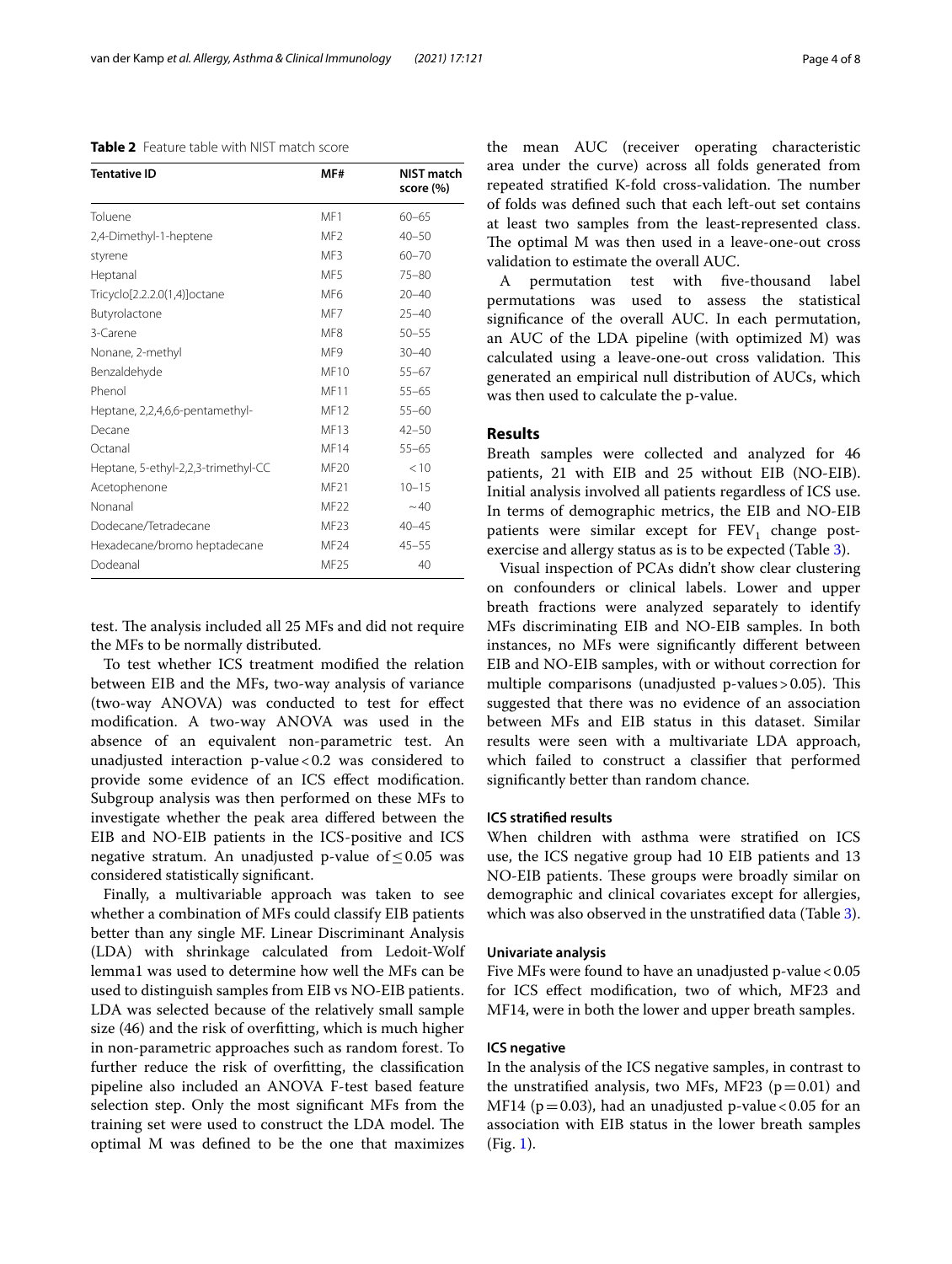**Table 2** Feature table with NIST match score

| Tentative ID | MF# | NIST match score (%) |
|---|---|---|
| Toluene | MF1 | 60–65 |
| 2,4-Dimethyl-1-heptene | MF2 | 40–50 |
| styrene | MF3 | 60–70 |
| Heptanal | MF5 | 75–80 |
| Tricyclo[2.2.2.0(1,4)]octane | MF6 | 20–40 |
| Butyrolactone | MF7 | 25–40 |
| 3-Carene | MF8 | 50–55 |
| Nonane, 2-methyl | MF9 | 30–40 |
| Benzaldehyde | MF10 | 55–67 |
| Phenol | MF11 | 55–65 |
| Heptane, 2,2,4,6,6-pentamethyl- | MF12 | 55–60 |
| Decane | MF13 | 42–50 |
| Octanal | MF14 | 55–65 |
| Heptane, 5-ethyl-2,2,3-trimethyl-CC | MF20 | < 10 |
| Acetophenone | MF21 | 10–15 |
| Nonanal | MF22 | ~ 40 |
| Dodecane/Tetradecane | MF23 | 40–45 |
| Hexadecane/bromo heptadecane | MF24 | 45–55 |
| Dodeanal | MF25 | 40 |

test. The analysis included all 25 MFs and did not require the MFs to be normally distributed.

To test whether ICS treatment modified the relation between EIB and the MFs, two-way analysis of variance (two-way ANOVA) was conducted to test for effect modification. A two-way ANOVA was used in the absence of an equivalent non-parametric test. An unadjusted interaction p-value $< 0.2$ was considered to provide some evidence of an ICS effect modification. Subgroup analysis was then performed on these MFs to investigate whether the peak area differed between the EIB and NO-EIB patients in the ICS-positive and ICS negative stratum. An unadjusted p-value of $\leq 0.05$ was considered statistically significant.

Finally, a multivariable approach was taken to see whether a combination of MFs could classify EIB patients better than any single MF. Linear Discriminant Analysis (LDA) with shrinkage calculated from Ledoit-Wolf lemma1 was used to determine how well the MFs can be used to distinguish samples from EIB vs NO-EIB patients. LDA was selected because of the relatively small sample size (46) and the risk of overfitting, which is much higher in non-parametric approaches such as random forest. To further reduce the risk of overfitting, the classification pipeline also included an ANOVA F-test based feature selection step. Only the most significant MFs from the training set were used to construct the LDA model. The optimal M was defined to be the one that maximizes the mean AUC (receiver operating characteristic area under the curve) across all folds generated from repeated stratified K-fold cross-validation. The number of folds was defined such that each left-out set contains at least two samples from the least-represented class. The optimal M was then used in a leave-one-out cross validation to estimate the overall AUC.

A permutation test with five-thousand label permutations was used to assess the statistical significance of the overall AUC. In each permutation, an AUC of the LDA pipeline (with optimized M) was calculated using a leave-one-out cross validation. This generated an empirical null distribution of AUCs, which was then used to calculate the p-value.

## Results

Breath samples were collected and analyzed for 46 patients, 21 with EIB and 25 without EIB (NO-EIB). Initial analysis involved all patients regardless of ICS use. In terms of demographic metrics, the EIB and NO-EIB patients were similar except for $FEV_1$ change post-exercise and allergy status as is to be expected (Table 3).

Visual inspection of PCAs didn't show clear clustering on confounders or clinical labels. Lower and upper breath fractions were analyzed separately to identify MFs discriminating EIB and NO-EIB samples. In both instances, no MFs were significantly different between EIB and NO-EIB samples, with or without correction for multiple comparisons (unadjusted p-values $> 0.05$). This suggested that there was no evidence of an association between MFs and EIB status in this dataset. Similar results were seen with a multivariate LDA approach, which failed to construct a classifier that performed significantly better than random chance.

### ICS stratified results

When children with asthma were stratified on ICS use, the ICS negative group had 10 EIB patients and 13 NO-EIB patients. These groups were broadly similar on demographic and clinical covariates except for allergies, which was also observed in the unstratified data (Table 3).

### Univariate analysis

Five MFs were found to have an unadjusted p-value $< 0.05$ for ICS effect modification, two of which, MF23 and MF14, were in both the lower and upper breath samples.

### ICS negative

In the analysis of the ICS negative samples, in contrast to the unstratified analysis, two MFs, MF23 ($p = 0.01$) and MF14 ($p = 0.03$), had an unadjusted p-value $< 0.05$ for an association with EIB status in the lower breath samples (Fig. 1).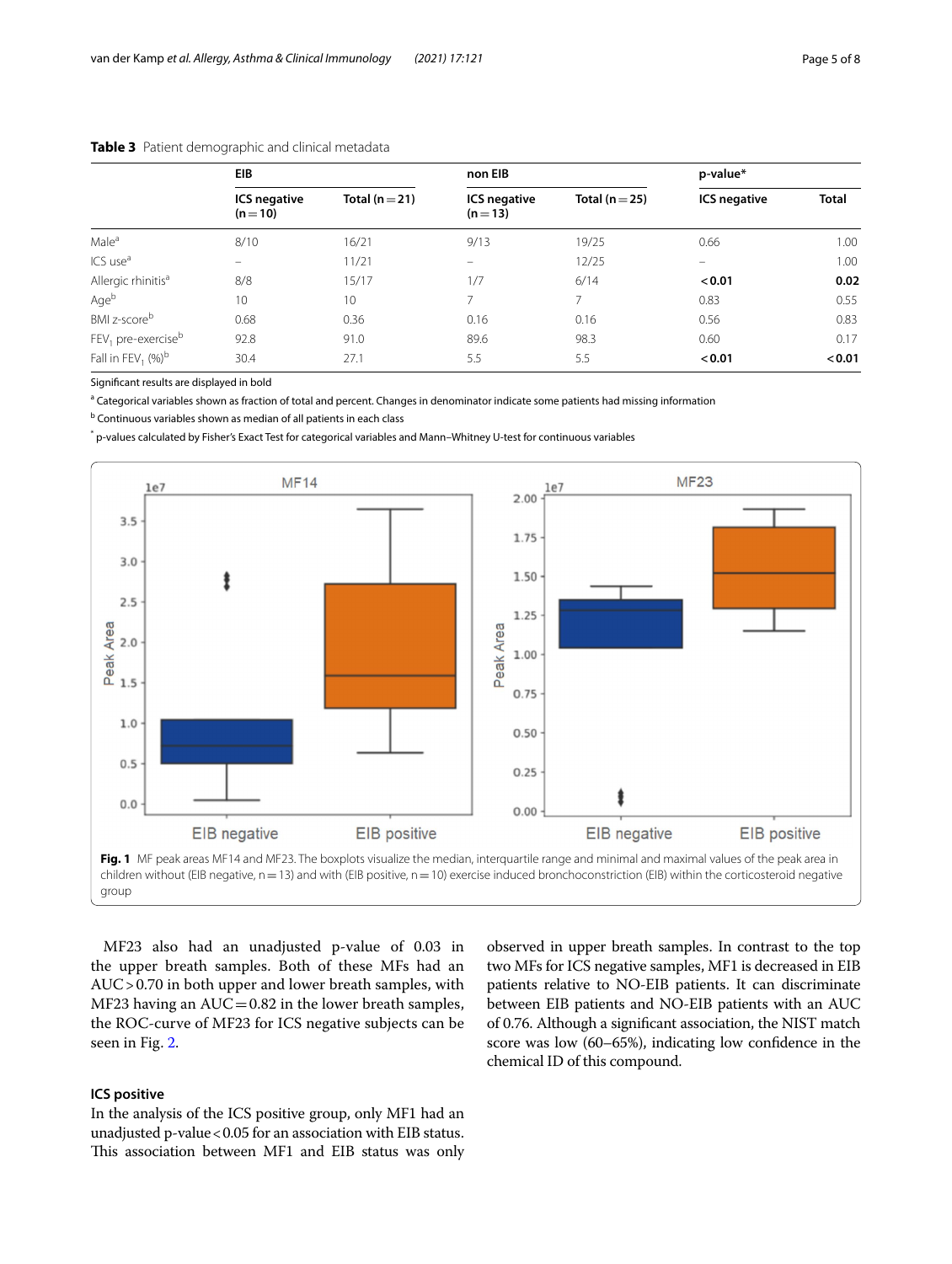**Table 3** Patient demographic and clinical metadata

| | EIB | | non EIB | | p-value* | |
|---|---|---|---|---|---|---|
| | ICS negative (n = 10) | Total (n = 21) | ICS negative (n = 13) | Total (n = 25) | ICS negative | Total |
| Male[a] | 8/10 | 16/21 | 9/13 | 19/25 | 0.66 | 1.00 |
| ICS use[a] | – | 11/21 | – | 12/25 | – | 1.00 |
| Allergic rhinitis[a] | 8/8 | 15/17 | 1/7 | 6/14 | **< 0.01** | **0.02** |
| Age[b] | 10 | 10 | 7 | 7 | 0.83 | 0.55 |
| BMI z-score[b] | 0.68 | 0.36 | 0.16 | 0.16 | 0.56 | 0.83 |
| $FEV_1$ pre-exercise[b] | 92.8 | 91.0 | 89.6 | 98.3 | 0.60 | 0.17 |
| Fall in $FEV_1$ (%)[b] | 30.4 | 27.1 | 5.5 | 5.5 | **< 0.01** | **< 0.01** |

Significant results are displayed in bold

[a] Categorical variables shown as fraction of total and percent. Changes in denominator indicate some patients had missing information

[b] Continuous variables shown as median of all patients in each class

[*] p-values calculated by Fisher's Exact Test for categorical variables and Mann–Whitney U-test for continuous variables

**Fig. 1** MF peak areas MF14 and MF23. The boxplots visualize the median, interquartile range and minimal and maximal values of the peak area in children without (EIB negative, n = 13) and with (EIB positive, n = 10) exercise induced bronchoconstriction (EIB) within the corticosteroid negative group

MF23 also had an unadjusted p-value of 0.03 in the upper breath samples. Both of these MFs had an AUC > 0.70 in both upper and lower breath samples, with MF23 having an AUC = 0.82 in the lower breath samples, the ROC-curve of MF23 for ICS negative subjects can be seen in Fig. 2.

### ICS positive

In the analysis of the ICS positive group, only MF1 had an unadjusted p-value < 0.05 for an association with EIB status. This association between MF1 and EIB status was only observed in upper breath samples. In contrast to the top two MFs for ICS negative samples, MF1 is decreased in EIB patients relative to NO-EIB patients. It can discriminate between EIB patients and NO-EIB patients with an AUC of 0.76. Although a significant association, the NIST match score was low (60–65%), indicating low confidence in the chemical ID of this compound.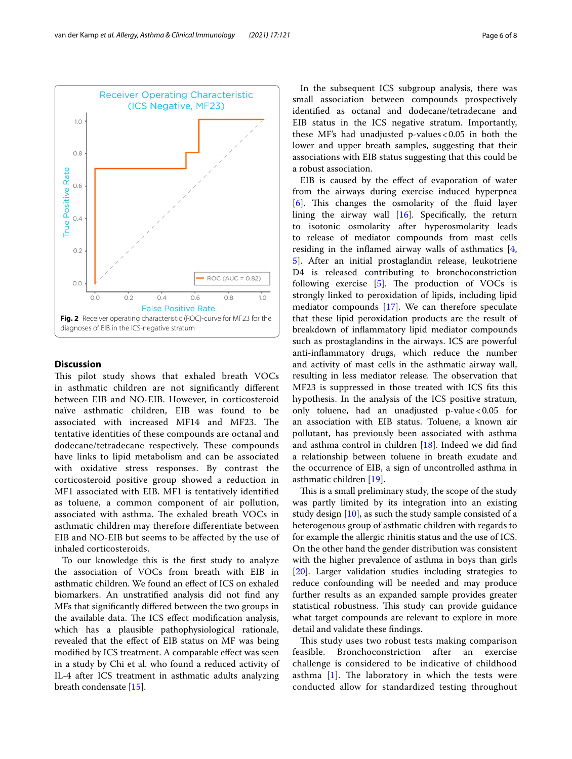Fig. 2 Receiver operating characteristic (ROC)-curve for MF23 for the diagnoses of EIB in the ICS-negative stratum

## Discussion

This pilot study shows that exhaled breath VOCs in asthmatic children are not significantly different between EIB and NO-EIB. However, in corticosteroid naïve asthmatic children, EIB was found to be associated with increased MF14 and MF23. The tentative identities of these compounds are octanal and dodecane/tetradecane respectively. These compounds have links to lipid metabolism and can be associated with oxidative stress responses. By contrast the corticosteroid positive group showed a reduction in MF1 associated with EIB. MF1 is tentatively identified as toluene, a common component of air pollution, associated with asthma. The exhaled breath VOCs in asthmatic children may therefore differentiate between EIB and NO-EIB but seems to be affected by the use of inhaled corticosteroids.

To our knowledge this is the first study to analyze the association of VOCs from breath with EIB in asthmatic children. We found an effect of ICS on exhaled biomarkers. An unstratified analysis did not find any MFs that significantly differed between the two groups in the available data. The ICS effect modification analysis, which has a plausible pathophysiological rationale, revealed that the effect of EIB status on MF was being modified by ICS treatment. A comparable effect was seen in a study by Chi et al. who found a reduced activity of IL-4 after ICS treatment in asthmatic adults analyzing breath condensate [15].

In the subsequent ICS subgroup analysis, there was small association between compounds prospectively identified as octanal and dodecane/tetradecane and EIB status in the ICS negative stratum. Importantly, these MF's had unadjusted p-values < 0.05 in both the lower and upper breath samples, suggesting that their associations with EIB status suggesting that this could be a robust association.

EIB is caused by the effect of evaporation of water from the airways during exercise induced hyperpnea [6]. This changes the osmolarity of the fluid layer lining the airway wall [16]. Specifically, the return to isotonic osmolarity after hyperosmolarity leads to release of mediator compounds from mast cells residing in the inflamed airway walls of asthmatics [4, 5]. After an initial prostaglandin release, leukotriene D4 is released contributing to bronchoconstriction following exercise [5]. The production of VOCs is strongly linked to peroxidation of lipids, including lipid mediator compounds [17]. We can therefore speculate that these lipid peroxidation products are the result of breakdown of inflammatory lipid mediator compounds such as prostaglandins in the airways. ICS are powerful anti-inflammatory drugs, which reduce the number and activity of mast cells in the asthmatic airway wall, resulting in less mediator release. The observation that MF23 is suppressed in those treated with ICS fits this hypothesis. In the analysis of the ICS positive stratum, only toluene, had an unadjusted p-value < 0.05 for an association with EIB status. Toluene, a known air pollutant, has previously been associated with asthma and asthma control in children [18]. Indeed we did find a relationship between toluene in breath exudate and the occurrence of EIB, a sign of uncontrolled asthma in asthmatic children [19].

This is a small preliminary study, the scope of the study was partly limited by its integration into an existing study design [10], as such the study sample consisted of a heterogenous group of asthmatic children with regards to for example the allergic rhinitis status and the use of ICS. On the other hand the gender distribution was consistent with the higher prevalence of asthma in boys than girls [20]. Larger validation studies including strategies to reduce confounding will be needed and may produce further results as an expanded sample provides greater statistical robustness. This study can provide guidance what target compounds are relevant to explore in more detail and validate these findings.

This study uses two robust tests making comparison feasible. Bronchoconstriction after an exercise challenge is considered to be indicative of childhood asthma [1]. The laboratory in which the tests were conducted allow for standardized testing throughout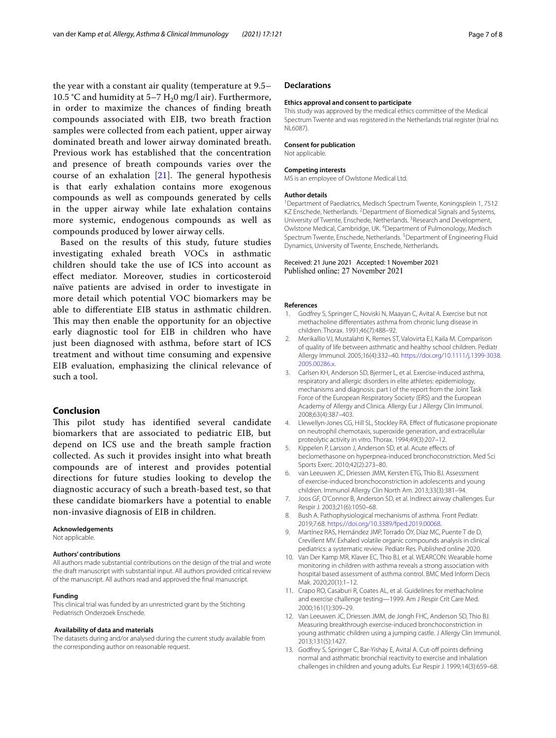the year with a constant air quality (temperature at 9.5–10.5 °C and humidity at 5–7 $H_2O$ mg/l air). Furthermore, in order to maximize the chances of finding breath compounds associated with EIB, two breath fraction samples were collected from each patient, upper airway dominated breath and lower airway dominated breath. Previous work has established that the concentration and presence of breath compounds varies over the course of an exhalation [21]. The general hypothesis is that early exhalation contains more exogenous compounds as well as compounds generated by cells in the upper airway while late exhalation contains more systemic, endogenous compounds as well as compounds produced by lower airway cells.

Based on the results of this study, future studies investigating exhaled breath VOCs in asthmatic children should take the use of ICS into account as effect mediator. Moreover, studies in corticosteroid naïve patients are advised in order to investigate in more detail which potential VOC biomarkers may be able to differentiate EIB status in asthmatic children. This may then enable the opportunity for an objective early diagnostic tool for EIB in children who have just been diagnosed with asthma, before start of ICS treatment and without time consuming and expensive EIB evaluation, emphasizing the clinical relevance of such a tool.

## Conclusion

This pilot study has identified several candidate biomarkers that are associated to pediatric EIB, but depend on ICS use and the breath sample fraction collected. As such it provides insight into what breath compounds are of interest and provides potential directions for future studies looking to develop the diagnostic accuracy of such a breath-based test, so that these candidate biomarkers have a potential to enable non-invasive diagnosis of EIB in children.

#### Acknowledgements

Not applicable.

#### Authors' contributions

All authors made substantial contributions on the design of the trial and wrote the draft manuscript with substantial input. All authors provided critical review of the manuscript. All authors read and approved the final manuscript.

#### Funding

This clinical trial was funded by an unrestricted grant by the Stichting Pediatrisch Onderzoek Enschede.

#### Availability of data and materials

The datasets during and/or analysed during the current study available from the corresponding author on reasonable request.

## Declarations

#### Ethics approval and consent to participate

This study was approved by the medical ethics committee of the Medical Spectrum Twente and was registered in the Netherlands trial register (trial no. NL6087).

#### Consent for publication

Not applicable.

#### Competing interests

MS is an employee of Owlstone Medical Ltd.

#### Author details

[1]Department of Paediatrics, Medisch Spectrum Twente, Koningsplein 1, 7512 KZ Enschede, Netherlands. [2]Department of Biomedical Signals and Systems, University of Twente, Enschede, Netherlands. [3]Research and Development, Owlstone Medical, Cambridge, UK. [4]Department of Pulmonology, Medisch Spectrum Twente, Enschede, Netherlands. [5]Department of Engineering Fluid Dynamics, University of Twente, Enschede, Netherlands.

Received: 21 June 2021 Accepted: 1 November 2021
Published online: 27 November 2021

#### References

1. Godfrey S, Springer C, Noviski N, Maayan C, Avital A. Exercise but not methacholine differentiates asthma from chronic lung disease in children. Thorax. 1991;46(7):488–92.
2. Merikallio VJ, Mustalahti K, Remes ST, Valovirta EJ, Kaila M. Comparison of quality of life between asthmatic and healthy school children. Pediatr Allergy Immunol. 2005;16(4):332–40. https://doi.org/10.1111/j.1399-3038.2005.00286.x.
3. Carlsen KH, Anderson SD, Bjermer L, et al. Exercise-induced asthma, respiratory and allergic disorders in elite athletes: epidemiology, mechanisms and diagnosis: part I of the report from the Joint Task Force of the European Respiratory Society (ERS) and the European Academy of Allergy and Clinica. Allergy Eur J Allergy Clin Immunol. 2008;63(4):387–403.
4. Llewellyn-Jones CG, Hill SL, Stockley RA. Effect of fluticasone propionate on neutrophil chemotaxis, superoxide generation, and extracellular proteolytic activity in vitro. Thorax. 1994;49(3):207–12.
5. Kippelen P, Larsson J, Anderson SD, et al. Acute effects of beclomethasone on hyperpnea-induced bronchoconstriction. Med Sci Sports Exerc. 2010;42(2):273–80.
6. van Leeuwen JC, Driessen JMM, Kersten ETG, Thio BJ. Assessment of exercise-induced bronchoconstriction in adolescents and young children. Immunol Allergy Clin North Am. 2013;33(3):381–94.
7. Joos GF, O'Connor B, Anderson SD, et al. Indirect airway challenges. Eur Respir J. 2003;21(6):1050–68.
8. Bush A. Pathophysiological mechanisms of asthma. Front Pediatr. 2019;7:68. https://doi.org/10.3389/fped.2019.00068.
9. Martínez RAS, Hernández JMP, Torrado ÓY, Díaz MC, Puente T de D, Crevillent MV. Exhaled volatile organic compounds analysis in clinical pediatrics: a systematic review. Pediatr Res. Published online 2020.
10. Van Der Kamp MR, Klaver EC, Thio BJ, et al. WEARCON: Wearable home monitoring in children with asthma reveals a strong association with hospital based assessment of asthma control. BMC Med Inform Decis Mak. 2020;20(1):1–12.
11. Crapo RO, Casaburi R, Coates AL, et al. Guidelines for methacholine and exercise challenge testing—1999. Am J Respir Crit Care Med. 2000;161(1):309–29.
12. Van Leeuwen JC, Driessen JMM, de Jongh FHC, Anderson SD, Thio BJ. Measuring breakthrough exercise-induced bronchoconstriction in young asthmatic children using a jumping castle. J Allergy Clin Immunol. 2013;131(5):1427.
13. Godfrey S, Springer C, Bar-Yishay E, Avital A. Cut-off points defining normal and asthmatic bronchial reactivity to exercise and inhalation challenges in children and young adults. Eur Respir J. 1999;14(3):659–68.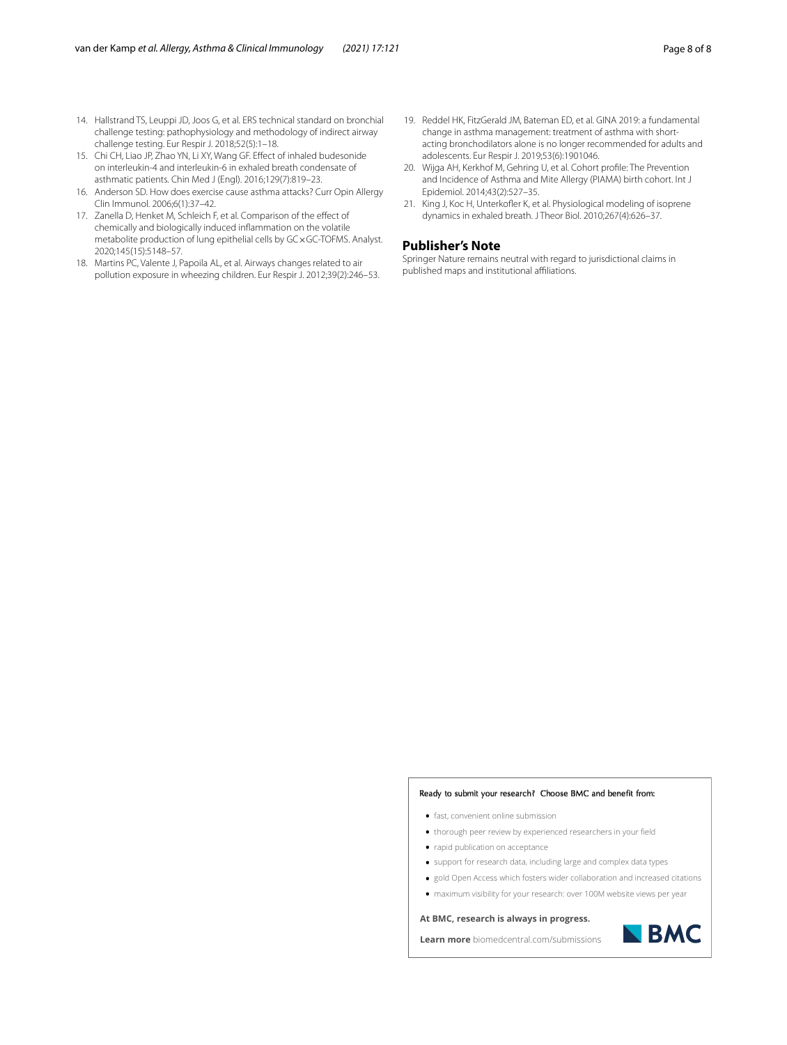14. Hallstrand TS, Leuppi JD, Joos G, et al. ERS technical standard on bronchial challenge testing: pathophysiology and methodology of indirect airway challenge testing. Eur Respir J. 2018;52(5):1–18.
15. Chi CH, Liao JP, Zhao YN, Li XY, Wang GF. Effect of inhaled budesonide on interleukin-4 and interleukin-6 in exhaled breath condensate of asthmatic patients. Chin Med J (Engl). 2016;129(7):819–23.
16. Anderson SD. How does exercise cause asthma attacks? Curr Opin Allergy Clin Immunol. 2006;6(1):37–42.
17. Zanella D, Henket M, Schleich F, et al. Comparison of the effect of chemically and biologically induced inflammation on the volatile metabolite production of lung epithelial cells by GC×GC-TOFMS. Analyst. 2020;145(15):5148–57.
18. Martins PC, Valente J, Papoila AL, et al. Airways changes related to air pollution exposure in wheezing children. Eur Respir J. 2012;39(2):246–53.
19. Reddel HK, FitzGerald JM, Bateman ED, et al. GINA 2019: a fundamental change in asthma management: treatment of asthma with short-acting bronchodilators alone is no longer recommended for adults and adolescents. Eur Respir J. 2019;53(6):1901046.
20. Wijga AH, Kerkhof M, Gehring U, et al. Cohort profile: The Prevention and Incidence of Asthma and Mite Allergy (PIAMA) birth cohort. Int J Epidemiol. 2014;43(2):527–35.
21. King J, Koc H, Unterkofler K, et al. Physiological modeling of isoprene dynamics in exhaled breath. J Theor Biol. 2010;267(4):626–37.

## Publisher's Note

Springer Nature remains neutral with regard to jurisdictional claims in published maps and institutional affiliations.

Ready to submit your research? Choose BMC and benefit from:

- fast, convenient online submission
- thorough peer review by experienced researchers in your field
- rapid publication on acceptance
- support for research data, including large and complex data types
- gold Open Access which fosters wider collaboration and increased citations
- maximum visibility for your research: over 100M website views per year

**At BMC, research is always in progress.**

**Learn more** biomedcentral.com/submissions

BMC